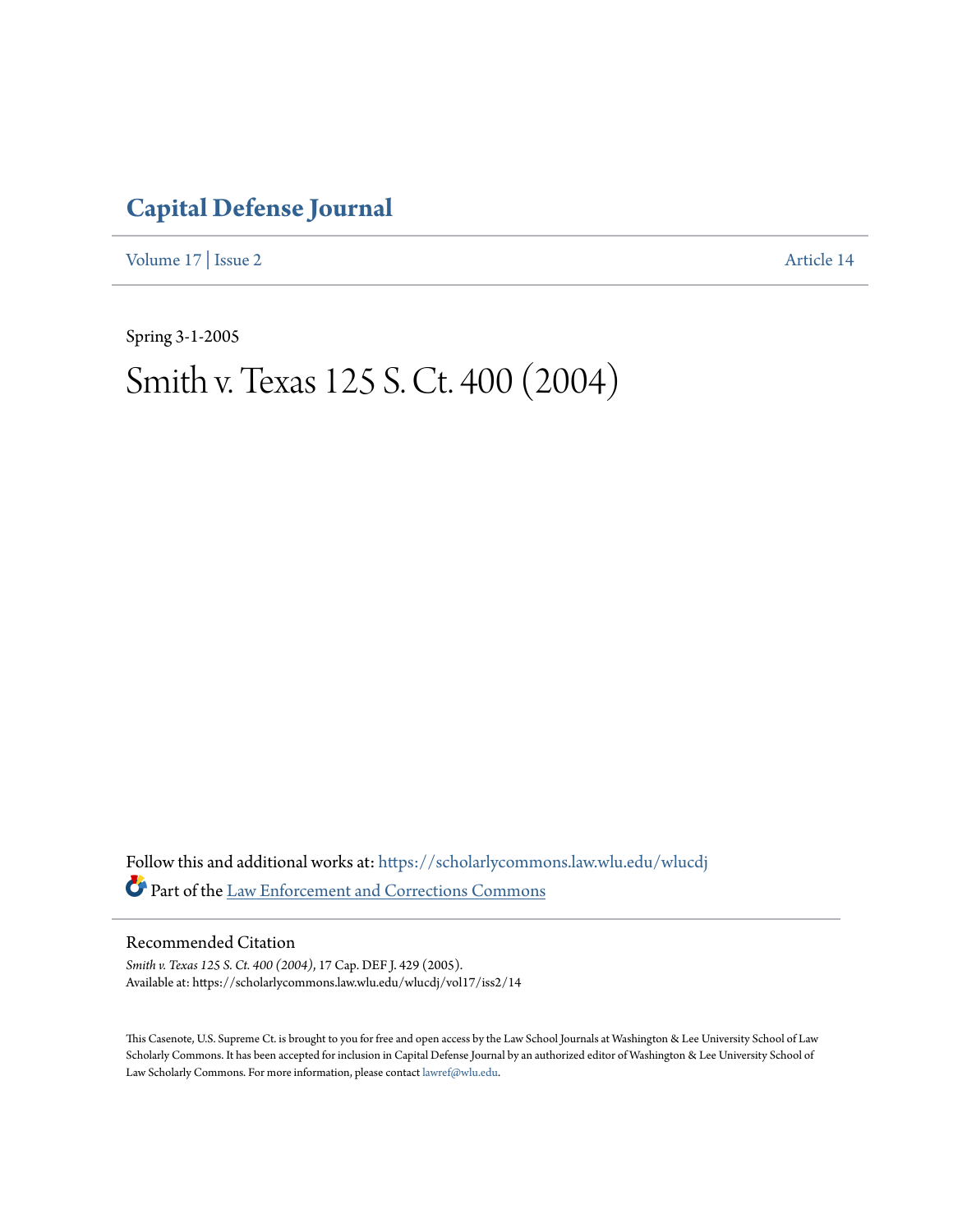# Capital Defense Journal

Volume 17 | Issue 2 Article 14

Spring 3-1-2005

# Smith v. Texas 125 S. Ct. 400 (2004)

Follow this and additional works at: https://scholarlycommons.law.wlu.edu/wlucdj

Part of the Law Enforcement and Corrections Commons

## Recommended Citation

*Smith v. Texas 125 S. Ct. 400 (2004)*, 17 Cap. DEF J. 429 (2005).
Available at: https://scholarlycommons.law.wlu.edu/wlucdj/vol17/iss2/14

This Casenote, U.S. Supreme Ct. is brought to you for free and open access by the Law School Journals at Washington & Lee University School of Law Scholarly Commons. It has been accepted for inclusion in Capital Defense Journal by an authorized editor of Washington & Lee University School of Law Scholarly Commons. For more information, please contact lawref@wlu.edu.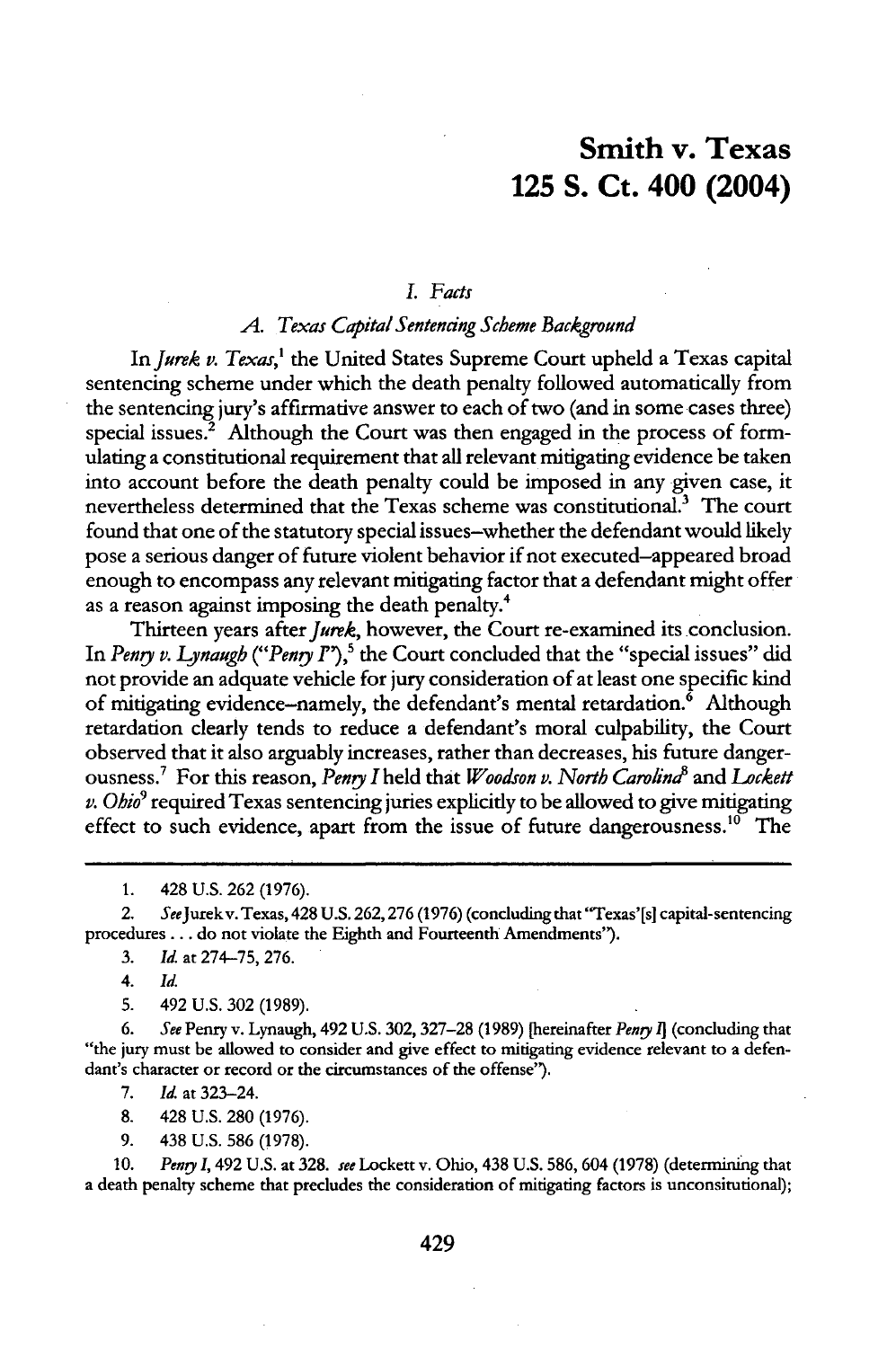# Smith v. Texas
# 125 S. Ct. 400 (2004)

### *I. Facts*

#### *A. Texas Capital Sentencing Scheme Background*

In *Jurek v. Texas*,[1] the United States Supreme Court upheld a Texas capital sentencing scheme under which the death penalty followed automatically from the sentencing jury's affirmative answer to each of two (and in some cases three) special issues.[2] Although the Court was then engaged in the process of formulating a constitutional requirement that all relevant mitigating evidence be taken into account before the death penalty could be imposed in any given case, it nevertheless determined that the Texas scheme was constitutional.[3] The court found that one of the statutory special issues–whether the defendant would likely pose a serious danger of future violent behavior if not executed–appeared broad enough to encompass any relevant mitigating factor that a defendant might offer as a reason against imposing the death penalty.[4]

Thirteen years after *Jurek*, however, the Court re-examined its conclusion. In *Penry v. Lynaugh* ("*Penry I*"),[5] the Court concluded that the "special issues" did not provide an adquate vehicle for jury consideration of at least one specific kind of mitigating evidence–namely, the defendant's mental retardation.[6] Although retardation clearly tends to reduce a defendant's moral culpability, the Court observed that it also arguably increases, rather than decreases, his future dangerousness.[7] For this reason, *Penry I* held that *Woodson v. North Carolina*[8] and *Lockett v. Ohio*[9] required Texas sentencing juries explicitly to be allowed to give mitigating effect to such evidence, apart from the issue of future dangerousness.[10] The

---

1. 428 U.S. 262 (1976).

2. *See* Jurek v. Texas, 428 U.S. 262, 276 (1976) (concluding that "Texas'[s] capital-sentencing procedures . . . do not violate the Eighth and Fourteenth Amendments").

3. *Id.* at 274–75, 276.

4. *Id.*

5. 492 U.S. 302 (1989).

6. *See* Penry v. Lynaugh, 492 U.S. 302, 327–28 (1989) [hereinafter *Penry I*] (concluding that "the jury must be allowed to consider and give effect to mitigating evidence relevant to a defendant's character or record or the circumstances of the offense").

7. *Id.* at 323–24.

8. 428 U.S. 280 (1976).

9. 438 U.S. 586 (1978).

10. *Penry I*, 492 U.S. at 328. *see* Lockett v. Ohio, 438 U.S. 586, 604 (1978) (determining that a death penalty scheme that precludes the consideration of mitigating factors is unconsitutional);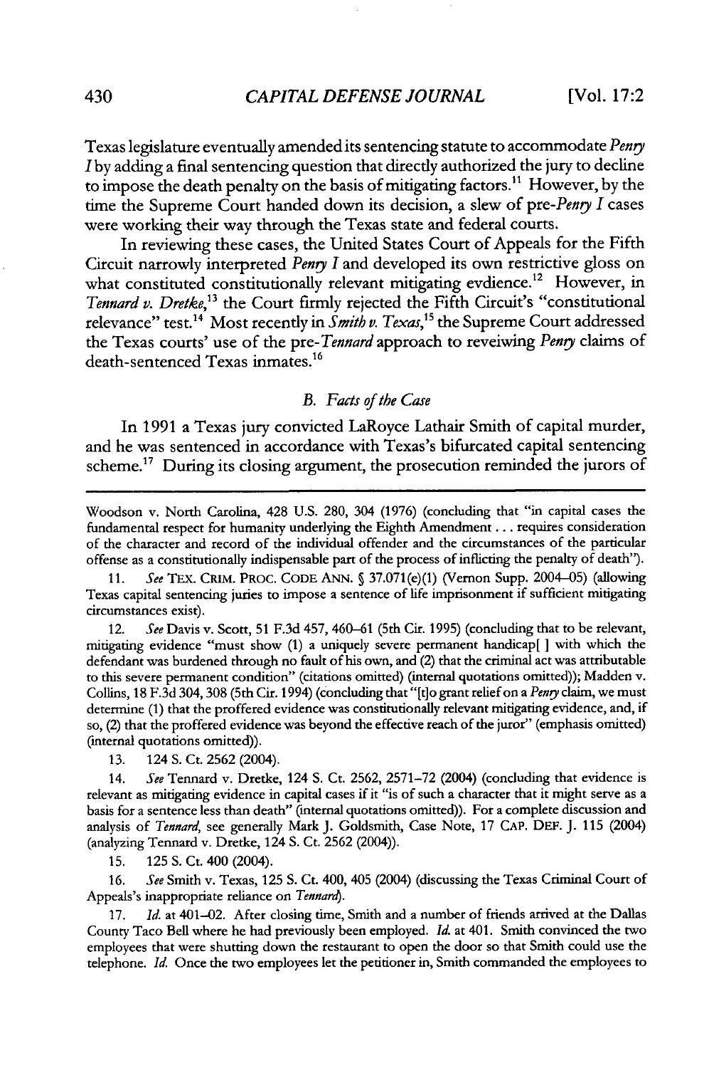Texas legislature eventually amended its sentencing statute to accommodate *Penry I* by adding a final sentencing question that directly authorized the jury to decline to impose the death penalty on the basis of mitigating factors.[11] However, by the time the Supreme Court handed down its decision, a slew of pre-*Penry I* cases were working their way through the Texas state and federal courts.

In reviewing these cases, the United States Court of Appeals for the Fifth Circuit narrowly interpreted *Penry I* and developed its own restrictive gloss on what constituted constitutionally relevant mitigating evdience.[12] However, in *Tennard v. Dretke*,[13] the Court firmly rejected the Fifth Circuit's "constitutional relevance" test.[14] Most recently in *Smith v. Texas*,[15] the Supreme Court addressed the Texas courts' use of the pre-*Tennard* approach to reveiwing *Penry* claims of death-sentenced Texas inmates.[16]

### *B. Facts of the Case*

In 1991 a Texas jury convicted LaRoyce Lathair Smith of capital murder, and he was sentenced in accordance with Texas's bifurcated capital sentencing scheme.[17] During its closing argument, the prosecution reminded the jurors of

---

Woodson v. North Carolina, 428 U.S. 280, 304 (1976) (concluding that "in capital cases the fundamental respect for humanity underlying the Eighth Amendment . . . requires consideration of the character and record of the individual offender and the circumstances of the particular offense as a constitutionally indispensable part of the process of inflicting the penalty of death").

11. *See* TEX. CRIM. PROC. CODE ANN. § 37.071(e)(1) (Vernon Supp. 2004–05) (allowing Texas capital sentencing juries to impose a sentence of life imprisonment if sufficient mitigating circumstances exist).

12. *See* Davis v. Scott, 51 F.3d 457, 460–61 (5th Cir. 1995) (concluding that to be relevant, mitigating evidence "must show (1) a uniquely severe permanent handicap[ ] with which the defendant was burdened through no fault of his own, and (2) that the criminal act was attributable to this severe permanent condition" (citations omitted) (internal quotations omitted)); Madden v. Collins, 18 F.3d 304, 308 (5th Cir. 1994) (concluding that "[t]o grant relief on a *Penry* claim, we must determine (1) that the proffered evidence was constitutionally relevant mitigating evidence, and, if so, (2) that the proffered evidence was beyond the effective reach of the juror" (emphasis omitted) (internal quotations omitted)).

13. 124 S. Ct. 2562 (2004).

14. *See* Tennard v. Dretke, 124 S. Ct. 2562, 2571–72 (2004) (concluding that evidence is relevant as mitigating evidence in capital cases if it "is of such a character that it might serve as a basis for a sentence less than death" (internal quotations omitted)). For a complete discussion and analysis of *Tennard*, see generally Mark J. Goldsmith, Case Note, 17 CAP. DEF. J. 115 (2004) (analyzing Tennard v. Dretke, 124 S. Ct. 2562 (2004)).

15. 125 S. Ct. 400 (2004).

16. *See* Smith v. Texas, 125 S. Ct. 400, 405 (2004) (discussing the Texas Criminal Court of Appeals's inappropriate reliance on *Tennard*).

17. *Id.* at 401–02. After closing time, Smith and a number of friends arrived at the Dallas County Taco Bell where he had previously been employed. *Id.* at 401. Smith convinced the two employees that were shutting down the restaurant to open the door so that Smith could use the telephone. *Id.* Once the two employees let the petitioner in, Smith commanded the employees to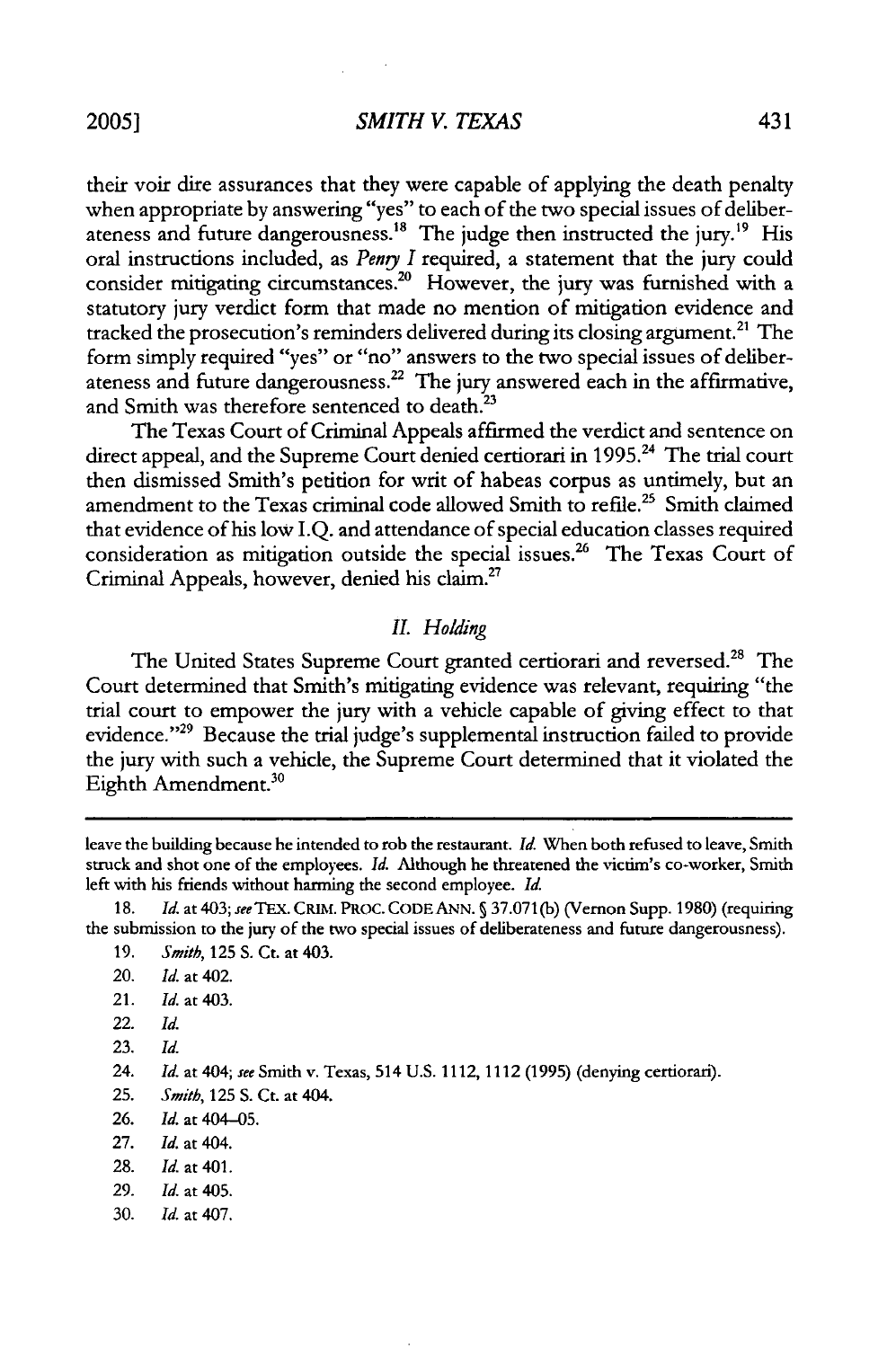their voir dire assurances that they were capable of applying the death penalty when appropriate by answering "yes" to each of the two special issues of deliberateness and future dangerousness.[18] The judge then instructed the jury.[19] His oral instructions included, as *Penry I* required, a statement that the jury could consider mitigating circumstances.[20] However, the jury was furnished with a statutory jury verdict form that made no mention of mitigation evidence and tracked the prosecution's reminders delivered during its closing argument.[21] The form simply required "yes" or "no" answers to the two special issues of deliberateness and future dangerousness.[22] The jury answered each in the affirmative, and Smith was therefore sentenced to death.[23]

The Texas Court of Criminal Appeals affirmed the verdict and sentence on direct appeal, and the Supreme Court denied certiorari in 1995.[24] The trial court then dismissed Smith's petition for writ of habeas corpus as untimely, but an amendment to the Texas criminal code allowed Smith to refile.[25] Smith claimed that evidence of his low I.Q. and attendance of special education classes required consideration as mitigation outside the special issues.[26] The Texas Court of Criminal Appeals, however, denied his claim.[27]

### *II. Holding*

The United States Supreme Court granted certiorari and reversed.[28] The Court determined that Smith's mitigating evidence was relevant, requiring "the trial court to empower the jury with a vehicle capable of giving effect to that evidence."[29] Because the trial judge's supplemental instruction failed to provide the jury with such a vehicle, the Supreme Court determined that it violated the Eighth Amendment.[30]

---

leave the building because he intended to rob the restaurant. *Id.* When both refused to leave, Smith struck and shot one of the employees. *Id.* Although he threatened the victim's co-worker, Smith left with his friends without harming the second employee. *Id.*

18. *Id.* at 403; *see* TEX. CRIM. PROC. CODE ANN. § 37.071(b) (Vernon Supp. 1980) (requiring the submission to the jury of the two special issues of deliberateness and future dangerousness).

19. *Smith*, 125 S. Ct. at 403.

20. *Id.* at 402.

21. *Id.* at 403.

22. *Id.*

23. *Id.*

24. *Id.* at 404; *see* Smith v. Texas, 514 U.S. 1112, 1112 (1995) (denying certiorari).

25. *Smith*, 125 S. Ct. at 404.

26. *Id.* at 404–05.

27. *Id.* at 404.

28. *Id.* at 401.

29. *Id.* at 405.

30. *Id.* at 407.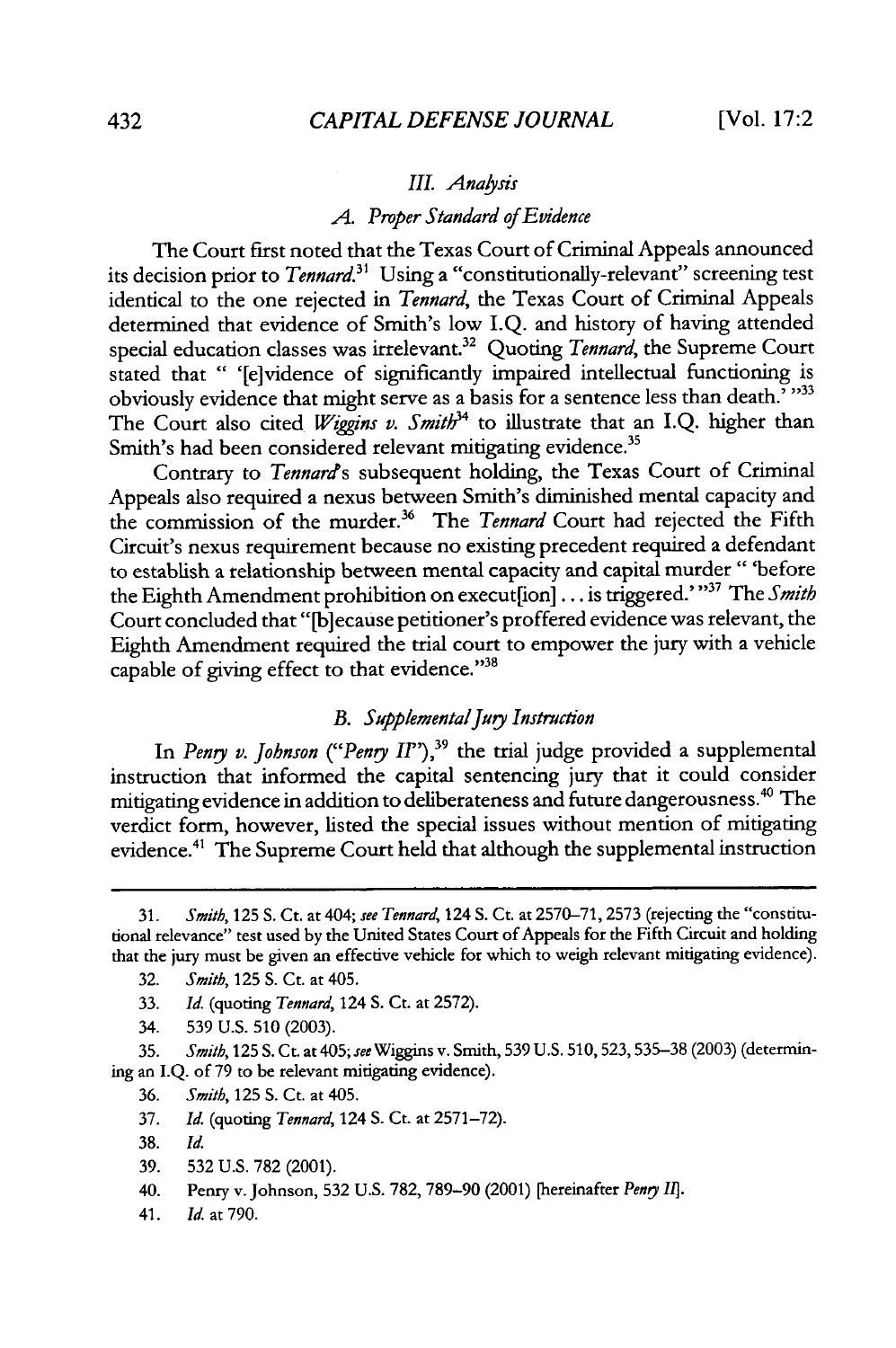### III. *Analysis*

#### A. *Proper Standard of Evidence*

The Court first noted that the Texas Court of Criminal Appeals announced its decision prior to *Tennard*.[31] Using a "constitutionally-relevant" screening test identical to the one rejected in *Tennard*, the Texas Court of Criminal Appeals determined that evidence of Smith's low I.Q. and history of having attended special education classes was irrelevant.[32] Quoting *Tennard*, the Supreme Court stated that " '[e]vidence of significantly impaired intellectual functioning is obviously evidence that might serve as a basis for a sentence less than death.' "[33] The Court also cited *Wiggins v. Smith*[34] to illustrate that an I.Q. higher than Smith's had been considered relevant mitigating evidence.[35]

Contrary to *Tennard*'s subsequent holding, the Texas Court of Criminal Appeals also required a nexus between Smith's diminished mental capacity and the commission of the murder.[36] The *Tennard* Court had rejected the Fifth Circuit's nexus requirement because no existing precedent required a defendant to establish a relationship between mental capacity and capital murder " 'before the Eighth Amendment prohibition on execut[ion] . . . is triggered.' "[37] The *Smith* Court concluded that "[b]ecause petitioner's proffered evidence was relevant, the Eighth Amendment required the trial court to empower the jury with a vehicle capable of giving effect to that evidence."[38]

#### B. *Supplemental Jury Instruction*

In *Penry v. Johnson* ("*Penry II*"),[39] the trial judge provided a supplemental instruction that informed the capital sentencing jury that it could consider mitigating evidence in addition to deliberateness and future dangerousness.[40] The verdict form, however, listed the special issues without mention of mitigating evidence.[41] The Supreme Court held that although the supplemental instruction

---

31. *Smith*, 125 S. Ct. at 404; *see Tennard*, 124 S. Ct. at 2570–71, 2573 (rejecting the "constitutional relevance" test used by the United States Court of Appeals for the Fifth Circuit and holding that the jury must be given an effective vehicle for which to weigh relevant mitigating evidence).

32. *Smith*, 125 S. Ct. at 405.

33. *Id.* (quoting *Tennard*, 124 S. Ct. at 2572).

34. 539 U.S. 510 (2003).

35. *Smith*, 125 S. Ct. at 405; *see* Wiggins v. Smith, 539 U.S. 510, 523, 535–38 (2003) (determining an I.Q. of 79 to be relevant mitigating evidence).

36. *Smith*, 125 S. Ct. at 405.

37. *Id.* (quoting *Tennard*, 124 S. Ct. at 2571–72).

38. *Id.*

39. 532 U.S. 782 (2001).

40. Penry v. Johnson, 532 U.S. 782, 789–90 (2001) [hereinafter *Penry II*].

41. *Id.* at 790.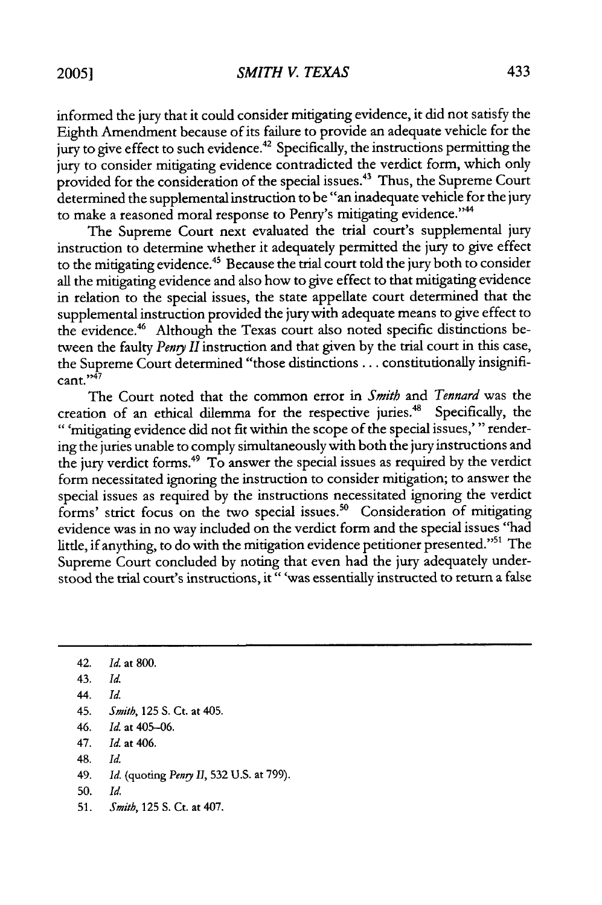informed the jury that it could consider mitigating evidence, it did not satisfy the Eighth Amendment because of its failure to provide an adequate vehicle for the jury to give effect to such evidence.[42] Specifically, the instructions permitting the jury to consider mitigating evidence contradicted the verdict form, which only provided for the consideration of the special issues.[43] Thus, the Supreme Court determined the supplemental instruction to be "an inadequate vehicle for the jury to make a reasoned moral response to Penry's mitigating evidence."[44]

The Supreme Court next evaluated the trial court's supplemental jury instruction to determine whether it adequately permitted the jury to give effect to the mitigating evidence.[45] Because the trial court told the jury both to consider all the mitigating evidence and also how to give effect to that mitigating evidence in relation to the special issues, the state appellate court determined that the supplemental instruction provided the jury with adequate means to give effect to the evidence.[46] Although the Texas court also noted specific distinctions between the faulty *Penry II* instruction and that given by the trial court in this case, the Supreme Court determined "those distinctions . . . constitutionally insignificant."[47]

The Court noted that the common error in *Smith* and *Tennard* was the creation of an ethical dilemma for the respective juries.[48] Specifically, the " 'mitigating evidence did not fit within the scope of the special issues,' " rendering the juries unable to comply simultaneously with both the jury instructions and the jury verdict forms.[49] To answer the special issues as required by the verdict form necessitated ignoring the instruction to consider mitigation; to answer the special issues as required by the instructions necessitated ignoring the verdict forms' strict focus on the two special issues.[50] Consideration of mitigating evidence was in no way included on the verdict form and the special issues "had little, if anything, to do with the mitigation evidence petitioner presented."[51] The Supreme Court concluded by noting that even had the jury adequately understood the trial court's instructions, it " 'was essentially instructed to return a false

---

42. *Id.* at 800.

43. *Id.*

44. *Id.*

45. *Smith*, 125 S. Ct. at 405.

46. *Id.* at 405–06.

47. *Id.* at 406.

48. *Id.*

49. *Id.* (quoting *Penry II*, 532 U.S. at 799).

50. *Id.*

51. *Smith*, 125 S. Ct. at 407.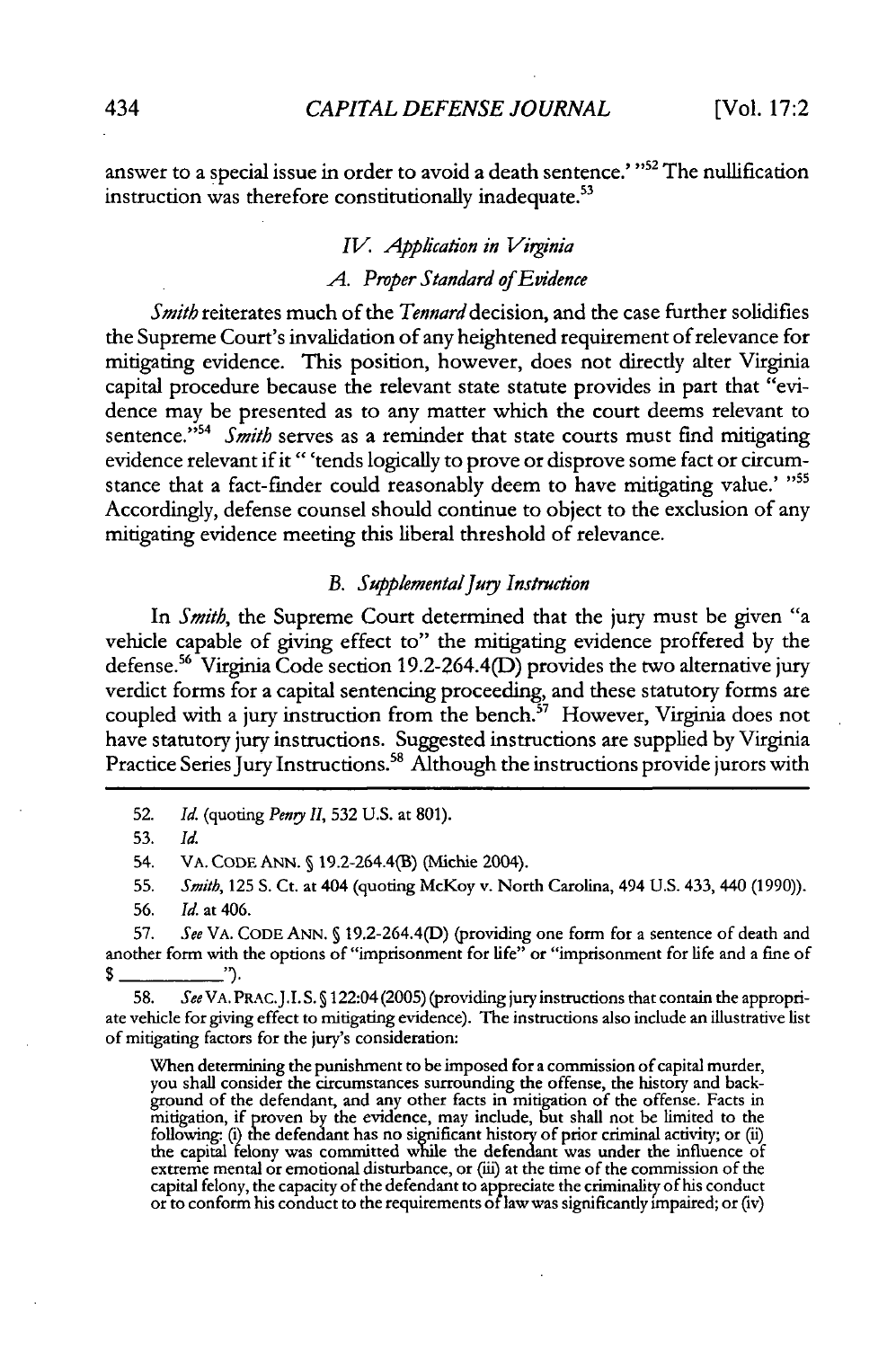answer to a special issue in order to avoid a death sentence.' "[52] The nullification instruction was therefore constitutionally inadequate.[53]

### *IV. Application in Virginia*

#### *A. Proper Standard of Evidence*

*Smith* reiterates much of the *Tennard* decision, and the case further solidifies the Supreme Court's invalidation of any heightened requirement of relevance for mitigating evidence. This position, however, does not directly alter Virginia capital procedure because the relevant state statute provides in part that "evidence may be presented as to any matter which the court deems relevant to sentence."[54] *Smith* serves as a reminder that state courts must find mitigating evidence relevant if it " 'tends logically to prove or disprove some fact or circumstance that a fact-finder could reasonably deem to have mitigating value.' "[55] Accordingly, defense counsel should continue to object to the exclusion of any mitigating evidence meeting this liberal threshold of relevance.

#### *B. Supplemental Jury Instruction*

In *Smith*, the Supreme Court determined that the jury must be given "a vehicle capable of giving effect to" the mitigating evidence proffered by the defense.[56] Virginia Code section 19.2-264.4(D) provides the two alternative jury verdict forms for a capital sentencing proceeding, and these statutory forms are coupled with a jury instruction from the bench.[57] However, Virginia does not have statutory jury instructions. Suggested instructions are supplied by Virginia Practice Series Jury Instructions.[58] Although the instructions provide jurors with

---

52. *Id.* (quoting *Penry II*, 532 U.S. at 801).

53. *Id.*

54. VA. CODE ANN. § 19.2-264.4(B) (Michie 2004).

55. *Smith*, 125 S. Ct. at 404 (quoting McKoy v. North Carolina, 494 U.S. 433, 440 (1990)).

56. *Id.* at 406.

57. *See* VA. CODE ANN. § 19.2-264.4(D) (providing one form for a sentence of death and another form with the options of "imprisonment for life" or "imprisonment for life and a fine of $ ________").

58. *See* VA. PRAC. J.I. S. § 122:04 (2005) (providing jury instructions that contain the appropriate vehicle for giving effect to mitigating evidence). The instructions also include an illustrative list of mitigating factors for the jury's consideration:

> When determining the punishment to be imposed for a commission of capital murder, you shall consider the circumstances surrounding the offense, the history and background of the defendant, and any other facts in mitigation of the offense. Facts in mitigation, if proven by the evidence, may include, but shall not be limited to the following: (i) the defendant has no significant history of prior criminal activity; or (ii) the capital felony was committed while the defendant was under the influence of extreme mental or emotional disturbance, or (iii) at the time of the commission of the capital felony, the capacity of the defendant to appreciate the criminality of his conduct or to conform his conduct to the requirements of law was significantly impaired; or (iv)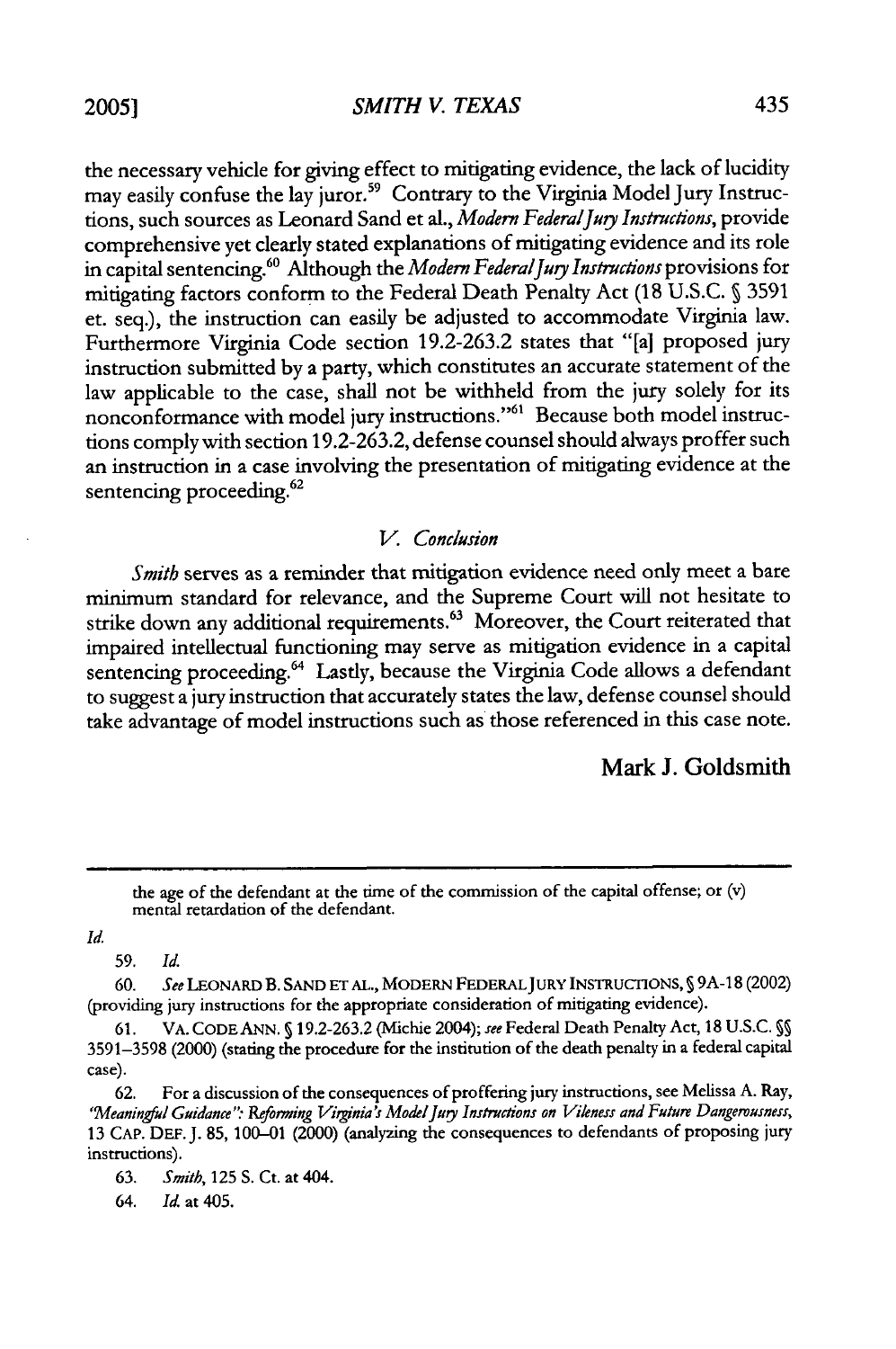the necessary vehicle for giving effect to mitigating evidence, the lack of lucidity may easily confuse the lay juror.[59] Contrary to the Virginia Model Jury Instructions, such sources as Leonard Sand et al., *Modern Federal Jury Instructions*, provide comprehensive yet clearly stated explanations of mitigating evidence and its role in capital sentencing.[60] Although the *Modern Federal Jury Instructions* provisions for mitigating factors conform to the Federal Death Penalty Act (18 U.S.C. § 3591 et. seq.), the instruction can easily be adjusted to accommodate Virginia law. Furthermore Virginia Code section 19.2-263.2 states that "[a] proposed jury instruction submitted by a party, which constitutes an accurate statement of the law applicable to the case, shall not be withheld from the jury solely for its nonconformance with model jury instructions."[61] Because both model instructions comply with section 19.2-263.2, defense counsel should always proffer such an instruction in a case involving the presentation of mitigating evidence at the sentencing proceeding.[62]

### *V. Conclusion*

*Smith* serves as a reminder that mitigation evidence need only meet a bare minimum standard for relevance, and the Supreme Court will not hesitate to strike down any additional requirements.[63] Moreover, the Court reiterated that impaired intellectual functioning may serve as mitigation evidence in a capital sentencing proceeding.[64] Lastly, because the Virginia Code allows a defendant to suggest a jury instruction that accurately states the law, defense counsel should take advantage of model instructions such as those referenced in this case note.

**Mark J. Goldsmith**

---

the age of the defendant at the time of the commission of the capital offense; or (v) mental retardation of the defendant.

*Id.*

59. *Id.*

60. *See* LEONARD B. SAND ET AL., MODERN FEDERAL JURY INSTRUCTIONS, § 9A-18 (2002) (providing jury instructions for the appropriate consideration of mitigating evidence).

61. VA. CODE ANN. § 19.2-263.2 (Michie 2004); *see* Federal Death Penalty Act, 18 U.S.C. §§ 3591–3598 (2000) (stating the procedure for the institution of the death penalty in a federal capital case).

62. For a discussion of the consequences of proffering jury instructions, see Melissa A. Ray, *"Meaningful Guidance": Reforming Virginia's Model Jury Instructions on Vileness and Future Dangerousness*, 13 CAP. DEF. J. 85, 100–01 (2000) (analyzing the consequences to defendants of proposing jury instructions).

63. *Smith*, 125 S. Ct. at 404.

64. *Id.* at 405.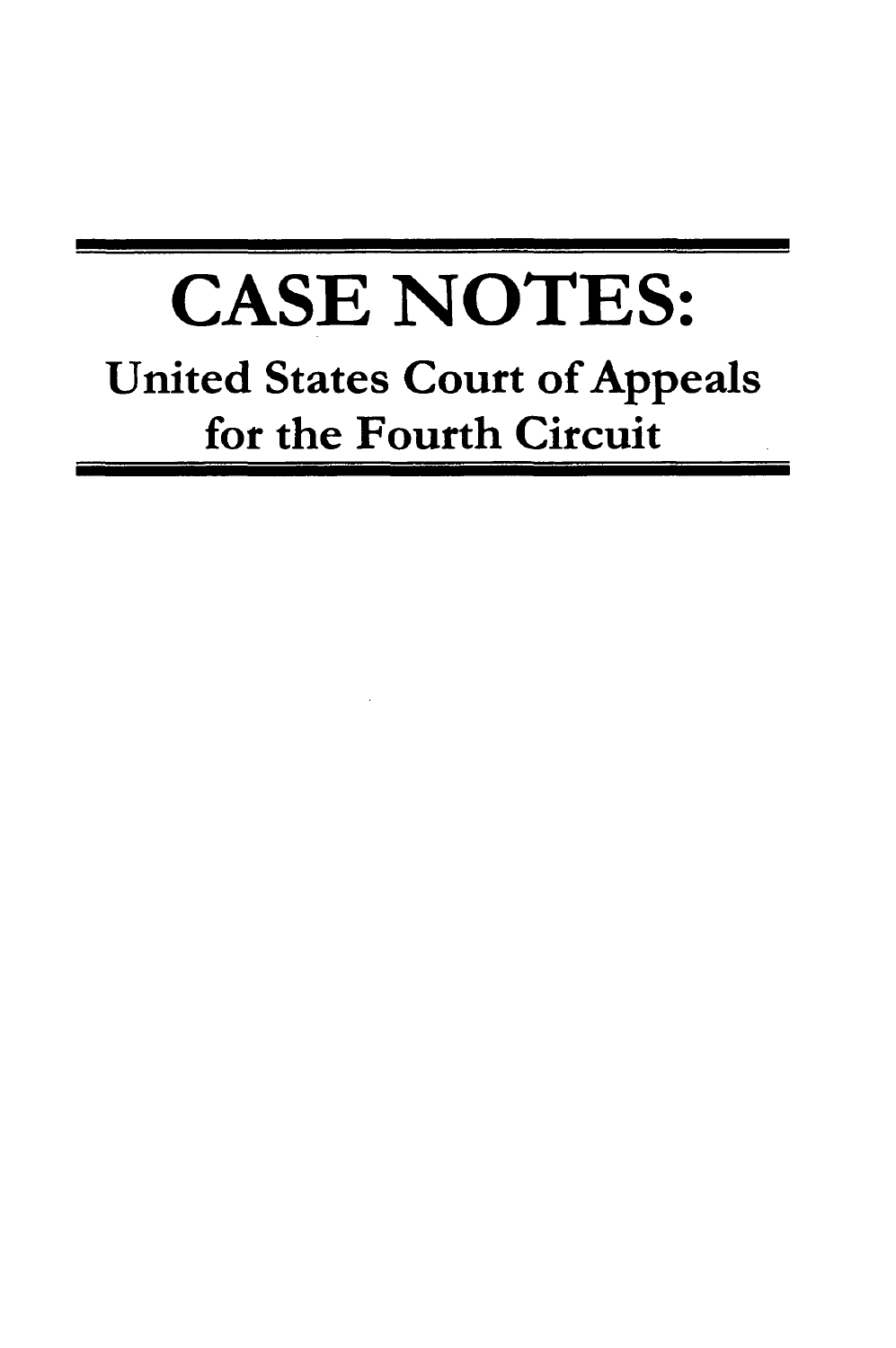# CASE NOTES:

## United States Court of Appeals for the Fourth Circuit